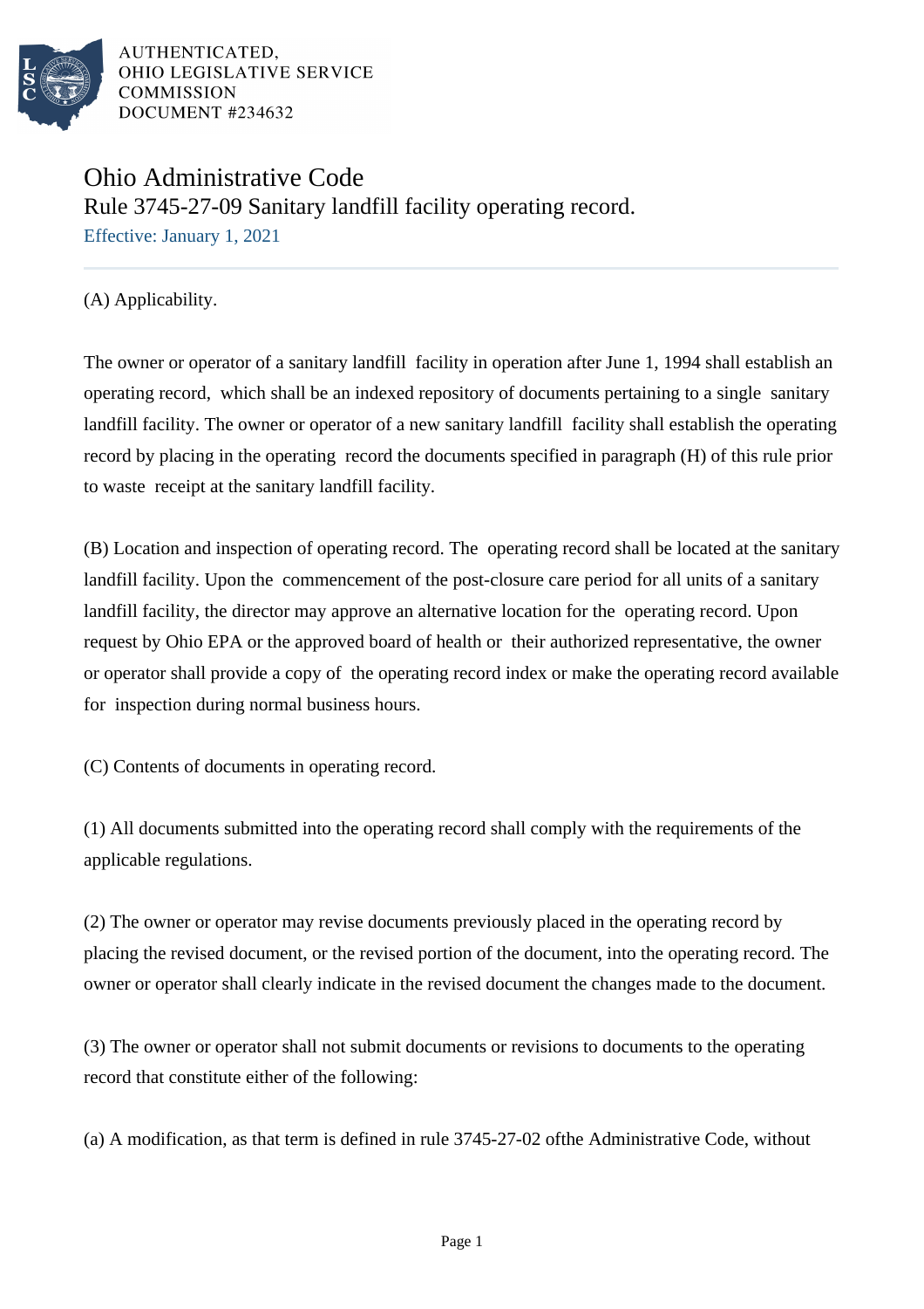AUTHENTICATED,
OHIO LEGISLATIVE SERVICE
COMMISSION
DOCUMENT #234632

# Ohio Administrative Code

## Rule 3745-27-09 Sanitary landfill facility operating record.

Effective: January 1, 2021

(A) Applicability.

The owner or operator of a sanitary landfill facility in operation after June 1, 1994 shall establish an operating record, which shall be an indexed repository of documents pertaining to a single sanitary landfill facility. The owner or operator of a new sanitary landfill facility shall establish the operating record by placing in the operating record the documents specified in paragraph (H) of this rule prior to waste receipt at the sanitary landfill facility.

(B) Location and inspection of operating record. The operating record shall be located at the sanitary landfill facility. Upon the commencement of the post-closure care period for all units of a sanitary landfill facility, the director may approve an alternative location for the operating record. Upon request by Ohio EPA or the approved board of health or their authorized representative, the owner or operator shall provide a copy of the operating record index or make the operating record available for inspection during normal business hours.

(C) Contents of documents in operating record.

(1) All documents submitted into the operating record shall comply with the requirements of the applicable regulations.

(2) The owner or operator may revise documents previously placed in the operating record by placing the revised document, or the revised portion of the document, into the operating record. The owner or operator shall clearly indicate in the revised document the changes made to the document.

(3) The owner or operator shall not submit documents or revisions to documents to the operating record that constitute either of the following:

(a) A modification, as that term is defined in rule 3745-27-02 ofthe Administrative Code, without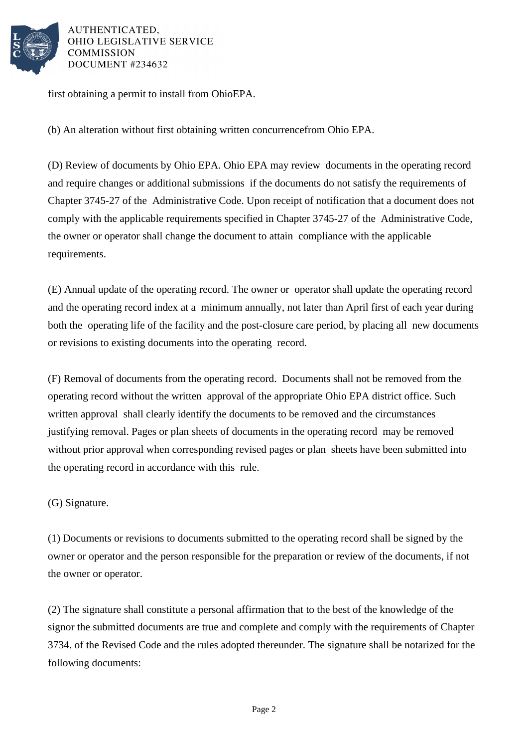first obtaining a permit to install from OhioEPA.

(b) An alteration without first obtaining written concurrencefrom Ohio EPA.

(D) Review of documents by Ohio EPA. Ohio EPA may review documents in the operating record and require changes or additional submissions if the documents do not satisfy the requirements of Chapter 3745-27 of the Administrative Code. Upon receipt of notification that a document does not comply with the applicable requirements specified in Chapter 3745-27 of the Administrative Code, the owner or operator shall change the document to attain compliance with the applicable requirements.

(E) Annual update of the operating record. The owner or operator shall update the operating record and the operating record index at a minimum annually, not later than April first of each year during both the operating life of the facility and the post-closure care period, by placing all new documents or revisions to existing documents into the operating record.

(F) Removal of documents from the operating record. Documents shall not be removed from the operating record without the written approval of the appropriate Ohio EPA district office. Such written approval shall clearly identify the documents to be removed and the circumstances justifying removal. Pages or plan sheets of documents in the operating record may be removed without prior approval when corresponding revised pages or plan sheets have been submitted into the operating record in accordance with this rule.

(G) Signature.

(1) Documents or revisions to documents submitted to the operating record shall be signed by the owner or operator and the person responsible for the preparation or review of the documents, if not the owner or operator.

(2) The signature shall constitute a personal affirmation that to the best of the knowledge of the signor the submitted documents are true and complete and comply with the requirements of Chapter 3734. of the Revised Code and the rules adopted thereunder. The signature shall be notarized for the following documents: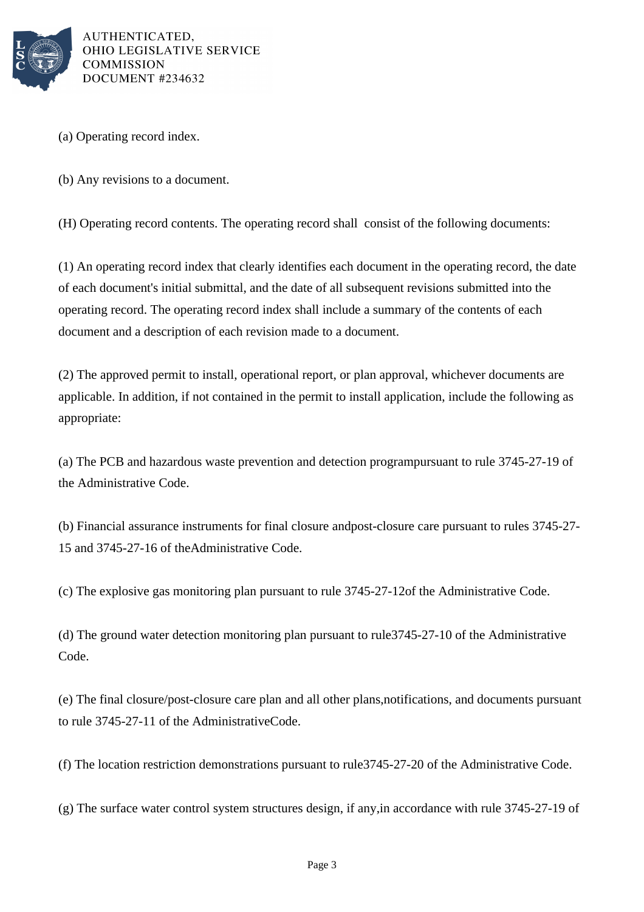(a) Operating record index.

(b) Any revisions to a document.

(H) Operating record contents. The operating record shall consist of the following documents:

(1) An operating record index that clearly identifies each document in the operating record, the date of each document's initial submittal, and the date of all subsequent revisions submitted into the operating record. The operating record index shall include a summary of the contents of each document and a description of each revision made to a document.

(2) The approved permit to install, operational report, or plan approval, whichever documents are applicable. In addition, if not contained in the permit to install application, include the following as appropriate:

(a) The PCB and hazardous waste prevention and detection programpursuant to rule 3745-27-19 of the Administrative Code.

(b) Financial assurance instruments for final closure andpost-closure care pursuant to rules 3745-27-15 and 3745-27-16 of theAdministrative Code.

(c) The explosive gas monitoring plan pursuant to rule 3745-27-12of the Administrative Code.

(d) The ground water detection monitoring plan pursuant to rule3745-27-10 of the Administrative Code.

(e) The final closure/post-closure care plan and all other plans,notifications, and documents pursuant to rule 3745-27-11 of the AdministrativeCode.

(f) The location restriction demonstrations pursuant to rule3745-27-20 of the Administrative Code.

(g) The surface water control system structures design, if any,in accordance with rule 3745-27-19 of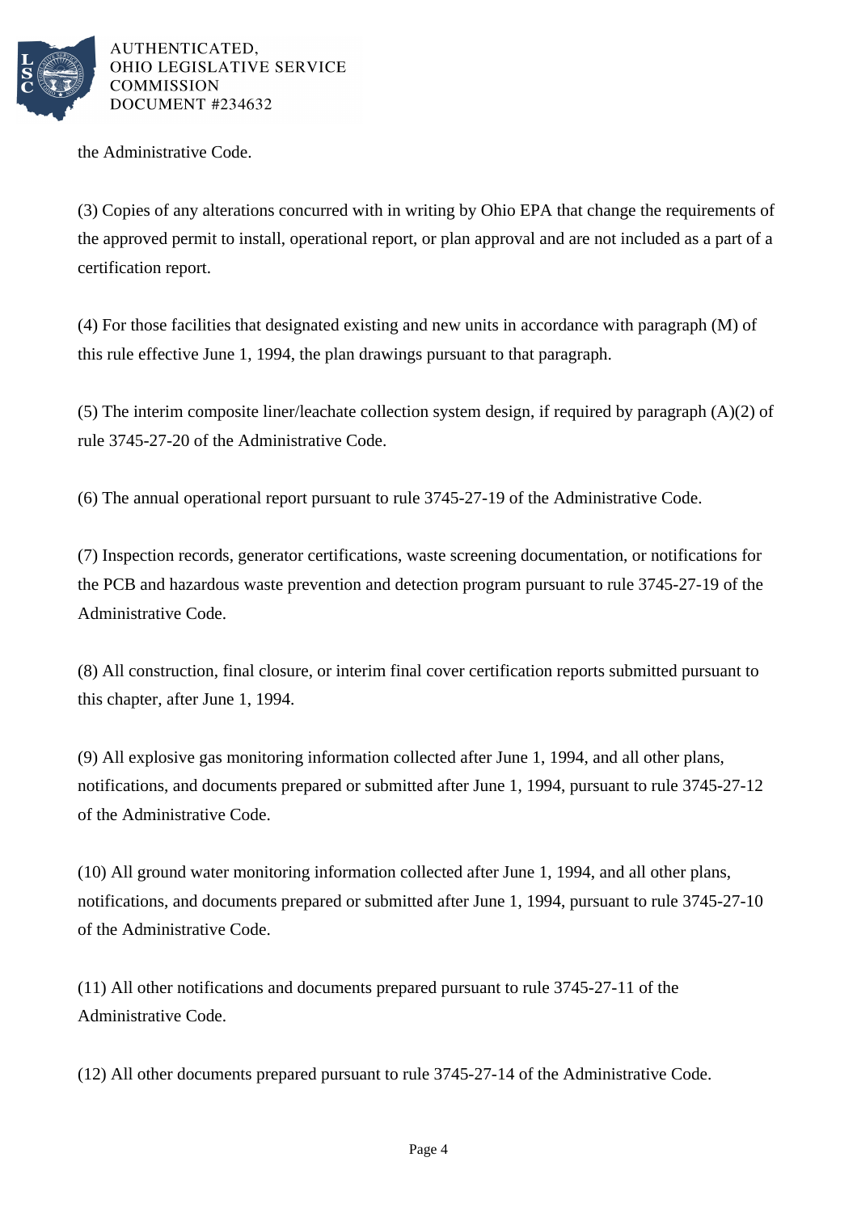the Administrative Code.

(3) Copies of any alterations concurred with in writing by Ohio EPA that change the requirements of the approved permit to install, operational report, or plan approval and are not included as a part of a certification report.

(4) For those facilities that designated existing and new units in accordance with paragraph (M) of this rule effective June 1, 1994, the plan drawings pursuant to that paragraph.

(5) The interim composite liner/leachate collection system design, if required by paragraph (A)(2) of rule 3745-27-20 of the Administrative Code.

(6) The annual operational report pursuant to rule 3745-27-19 of the Administrative Code.

(7) Inspection records, generator certifications, waste screening documentation, or notifications for the PCB and hazardous waste prevention and detection program pursuant to rule 3745-27-19 of the Administrative Code.

(8) All construction, final closure, or interim final cover certification reports submitted pursuant to this chapter, after June 1, 1994.

(9) All explosive gas monitoring information collected after June 1, 1994, and all other plans, notifications, and documents prepared or submitted after June 1, 1994, pursuant to rule 3745-27-12 of the Administrative Code.

(10) All ground water monitoring information collected after June 1, 1994, and all other plans, notifications, and documents prepared or submitted after June 1, 1994, pursuant to rule 3745-27-10 of the Administrative Code.

(11) All other notifications and documents prepared pursuant to rule 3745-27-11 of the Administrative Code.

(12) All other documents prepared pursuant to rule 3745-27-14 of the Administrative Code.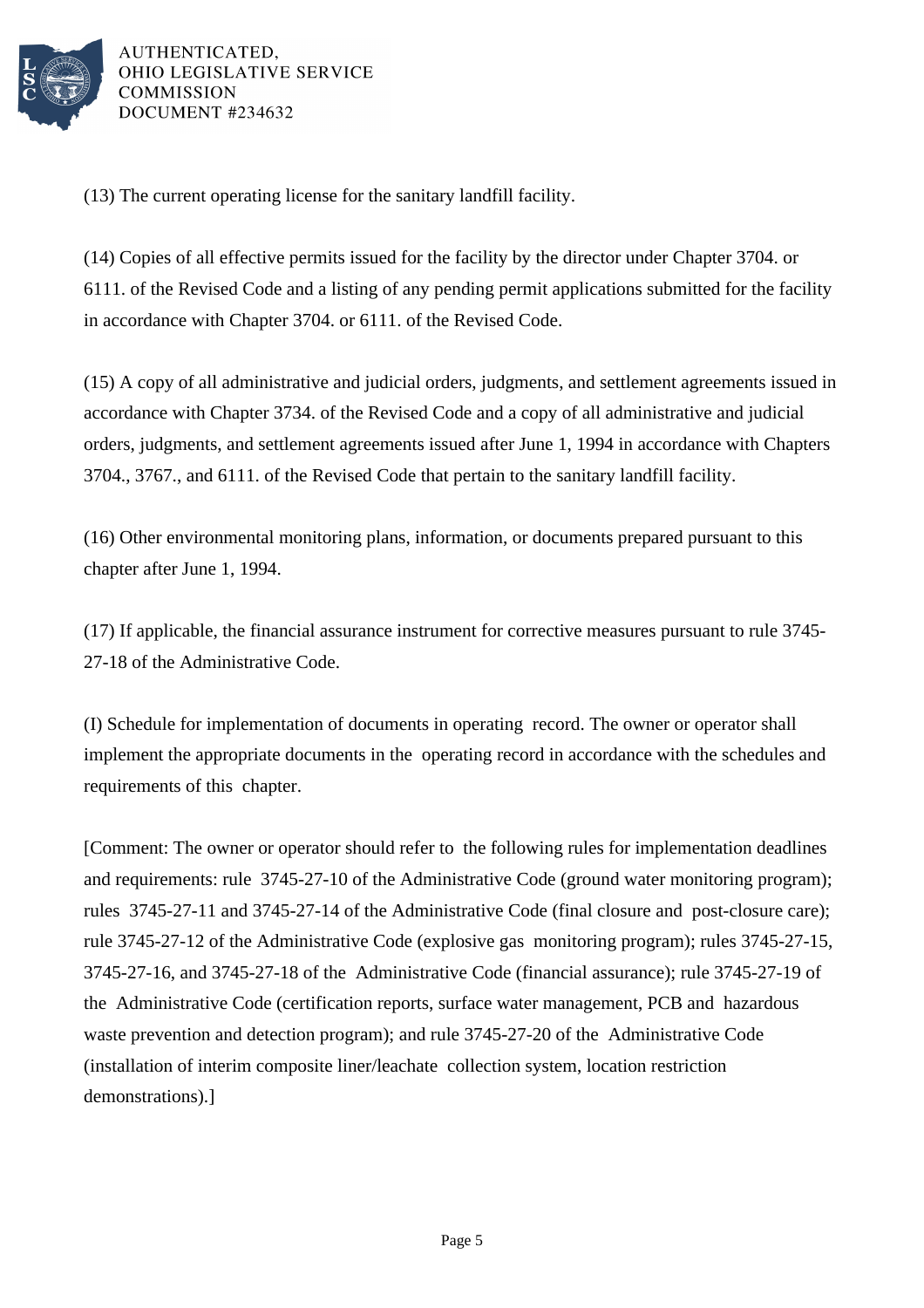(13) The current operating license for the sanitary landfill facility.

(14) Copies of all effective permits issued for the facility by the director under Chapter 3704. or 6111. of the Revised Code and a listing of any pending permit applications submitted for the facility in accordance with Chapter 3704. or 6111. of the Revised Code.

(15) A copy of all administrative and judicial orders, judgments, and settlement agreements issued in accordance with Chapter 3734. of the Revised Code and a copy of all administrative and judicial orders, judgments, and settlement agreements issued after June 1, 1994 in accordance with Chapters 3704., 3767., and 6111. of the Revised Code that pertain to the sanitary landfill facility.

(16) Other environmental monitoring plans, information, or documents prepared pursuant to this chapter after June 1, 1994.

(17) If applicable, the financial assurance instrument for corrective measures pursuant to rule 3745-27-18 of the Administrative Code.

(I) Schedule for implementation of documents in operating record. The owner or operator shall implement the appropriate documents in the operating record in accordance with the schedules and requirements of this chapter.

[Comment: The owner or operator should refer to the following rules for implementation deadlines and requirements: rule 3745-27-10 of the Administrative Code (ground water monitoring program); rules 3745-27-11 and 3745-27-14 of the Administrative Code (final closure and post-closure care); rule 3745-27-12 of the Administrative Code (explosive gas monitoring program); rules 3745-27-15, 3745-27-16, and 3745-27-18 of the Administrative Code (financial assurance); rule 3745-27-19 of the Administrative Code (certification reports, surface water management, PCB and hazardous waste prevention and detection program); and rule 3745-27-20 of the Administrative Code (installation of interim composite liner/leachate collection system, location restriction demonstrations).]